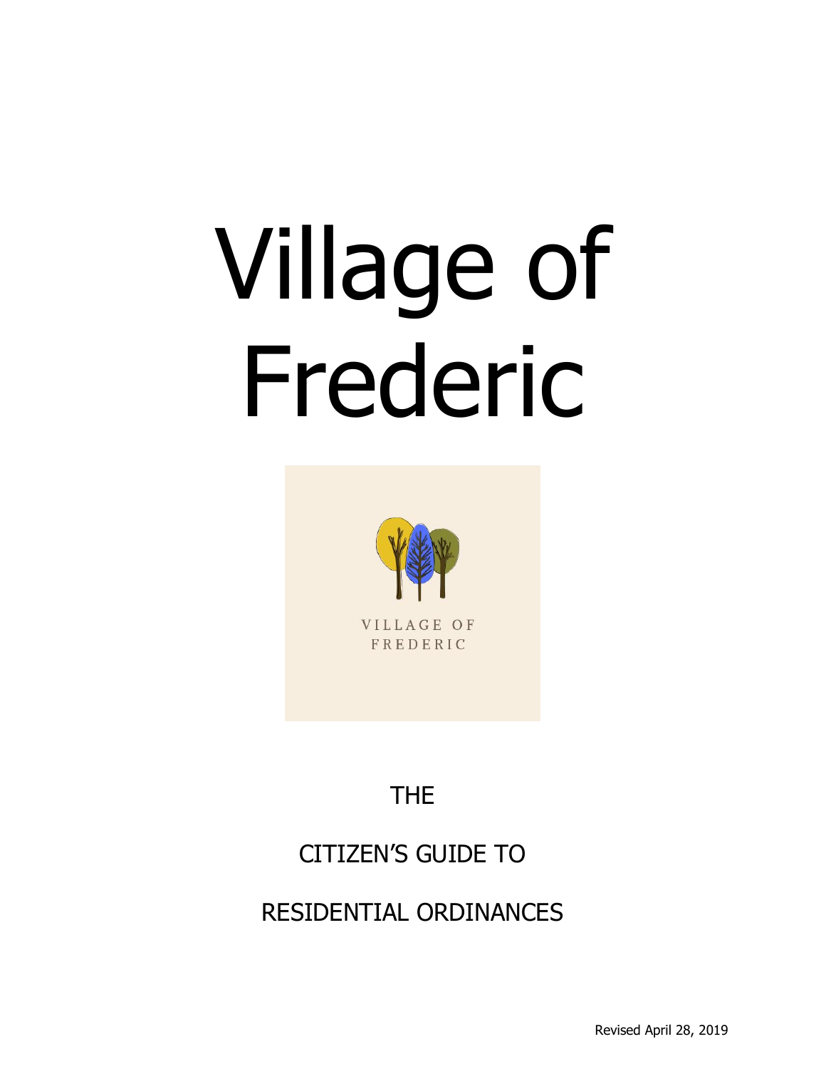# Village of Frederic

VILLAGE OF FREDERIC

THE

CITIZEN'S GUIDE TO

RESIDENTIAL ORDINANCES

Revised April 28, 2019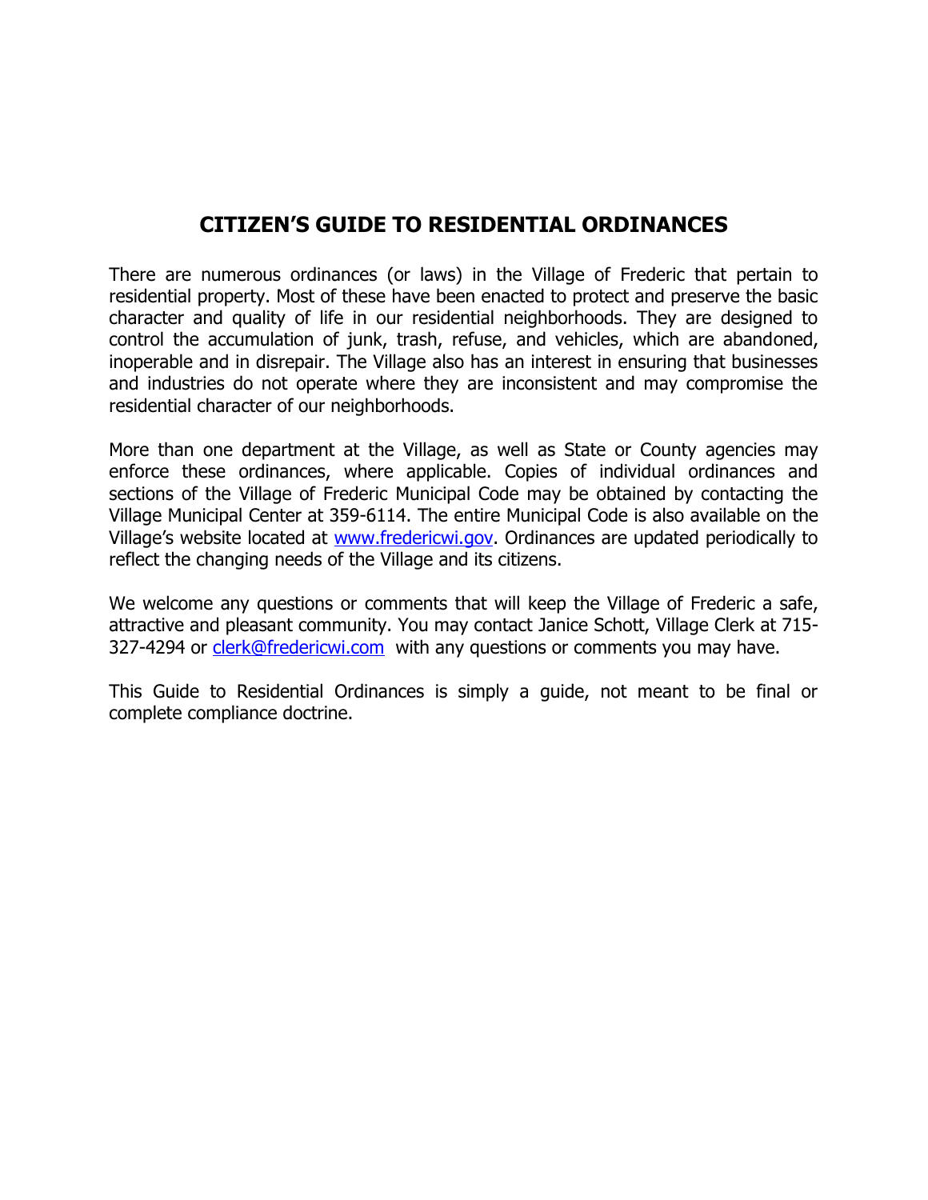# CITIZEN'S GUIDE TO RESIDENTIAL ORDINANCES

There are numerous ordinances (or laws) in the Village of Frederic that pertain to residential property. Most of these have been enacted to protect and preserve the basic character and quality of life in our residential neighborhoods. They are designed to control the accumulation of junk, trash, refuse, and vehicles, which are abandoned, inoperable and in disrepair. The Village also has an interest in ensuring that businesses and industries do not operate where they are inconsistent and may compromise the residential character of our neighborhoods.

More than one department at the Village, as well as State or County agencies may enforce these ordinances, where applicable. Copies of individual ordinances and sections of the Village of Frederic Municipal Code may be obtained by contacting the Village Municipal Center at 359-6114. The entire Municipal Code is also available on the Village's website located at www.fredericwi.gov. Ordinances are updated periodically to reflect the changing needs of the Village and its citizens.

We welcome any questions or comments that will keep the Village of Frederic a safe, attractive and pleasant community. You may contact Janice Schott, Village Clerk at 715-327-4294 or clerk@fredericwi.com with any questions or comments you may have.

This Guide to Residential Ordinances is simply a guide, not meant to be final or complete compliance doctrine.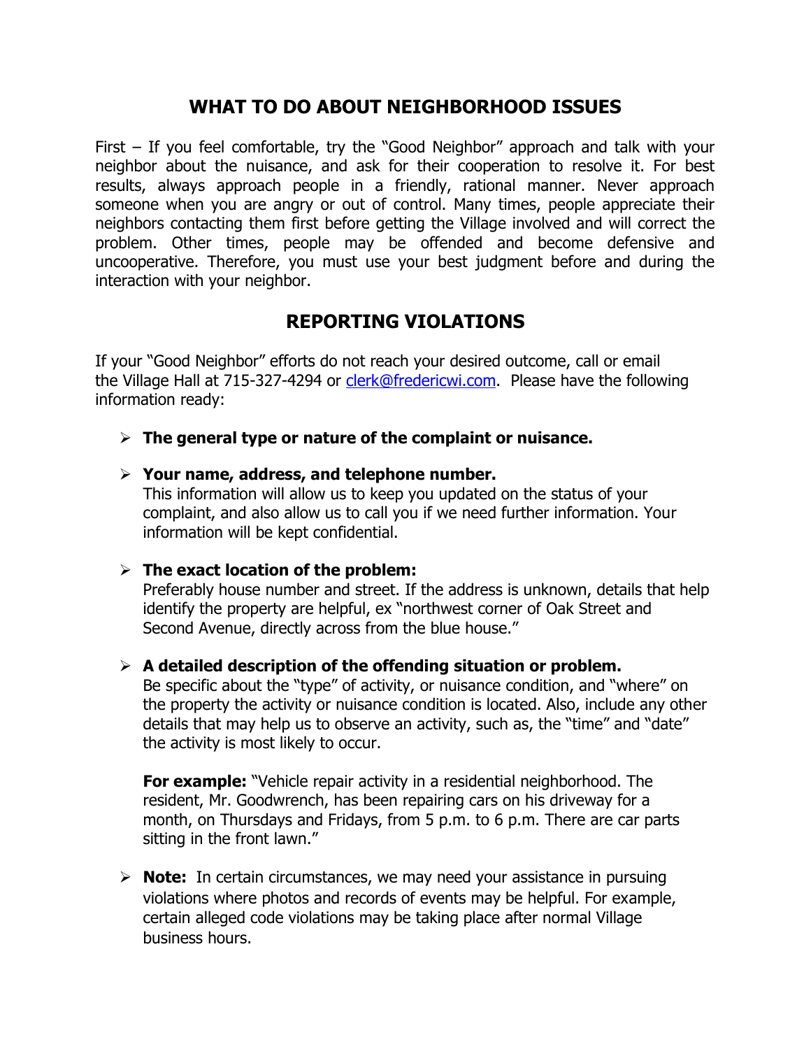## WHAT TO DO ABOUT NEIGHBORHOOD ISSUES

First – If you feel comfortable, try the "Good Neighbor" approach and talk with your neighbor about the nuisance, and ask for their cooperation to resolve it. For best results, always approach people in a friendly, rational manner. Never approach someone when you are angry or out of control. Many times, people appreciate their neighbors contacting them first before getting the Village involved and will correct the problem. Other times, people may be offended and become defensive and uncooperative. Therefore, you must use your best judgment before and during the interaction with your neighbor.

## REPORTING VIOLATIONS

If your "Good Neighbor" efforts do not reach your desired outcome, call or email the Village Hall at 715-327-4294 or clerk@fredericwi.com. Please have the following information ready:

- **The general type or nature of the complaint or nuisance.**
- **Your name, address, and telephone number.**
  This information will allow us to keep you updated on the status of your complaint, and also allow us to call you if we need further information. Your information will be kept confidential.
- **The exact location of the problem:**
  Preferably house number and street. If the address is unknown, details that help identify the property are helpful, ex "northwest corner of Oak Street and Second Avenue, directly across from the blue house."
- **A detailed description of the offending situation or problem.**
  Be specific about the "type" of activity, or nuisance condition, and "where" on the property the activity or nuisance condition is located. Also, include any other details that may help us to observe an activity, such as, the "time" and "date" the activity is most likely to occur.

  **For example:** "Vehicle repair activity in a residential neighborhood. The resident, Mr. Goodwrench, has been repairing cars on his driveway for a month, on Thursdays and Fridays, from 5 p.m. to 6 p.m. There are car parts sitting in the front lawn."
- **Note:** In certain circumstances, we may need your assistance in pursuing violations where photos and records of events may be helpful. For example, certain alleged code violations may be taking place after normal Village business hours.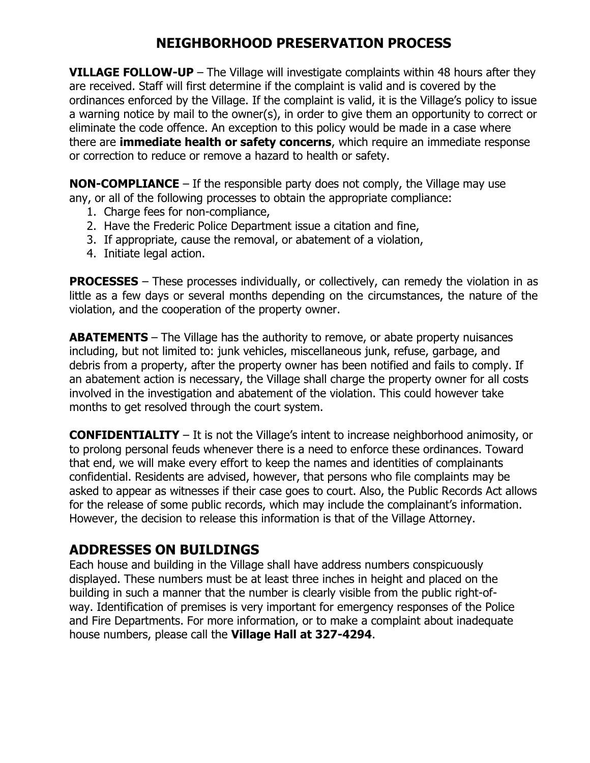# NEIGHBORHOOD PRESERVATION PROCESS

**VILLAGE FOLLOW-UP** – The Village will investigate complaints within 48 hours after they are received. Staff will first determine if the complaint is valid and is covered by the ordinances enforced by the Village. If the complaint is valid, it is the Village's policy to issue a warning notice by mail to the owner(s), in order to give them an opportunity to correct or eliminate the code offence. An exception to this policy would be made in a case where there are **immediate health or safety concerns**, which require an immediate response or correction to reduce or remove a hazard to health or safety.

**NON-COMPLIANCE** – If the responsible party does not comply, the Village may use any, or all of the following processes to obtain the appropriate compliance:

1. Charge fees for non-compliance,
2. Have the Frederic Police Department issue a citation and fine,
3. If appropriate, cause the removal, or abatement of a violation,
4. Initiate legal action.

**PROCESSES** – These processes individually, or collectively, can remedy the violation in as little as a few days or several months depending on the circumstances, the nature of the violation, and the cooperation of the property owner.

**ABATEMENTS** – The Village has the authority to remove, or abate property nuisances including, but not limited to: junk vehicles, miscellaneous junk, refuse, garbage, and debris from a property, after the property owner has been notified and fails to comply. If an abatement action is necessary, the Village shall charge the property owner for all costs involved in the investigation and abatement of the violation. This could however take months to get resolved through the court system.

**CONFIDENTIALITY** – It is not the Village's intent to increase neighborhood animosity, or to prolong personal feuds whenever there is a need to enforce these ordinances. Toward that end, we will make every effort to keep the names and identities of complainants confidential. Residents are advised, however, that persons who file complaints may be asked to appear as witnesses if their case goes to court. Also, the Public Records Act allows for the release of some public records, which may include the complainant's information. However, the decision to release this information is that of the Village Attorney.

## ADDRESSES ON BUILDINGS

Each house and building in the Village shall have address numbers conspicuously displayed. These numbers must be at least three inches in height and placed on the building in such a manner that the number is clearly visible from the public right-of-way. Identification of premises is very important for emergency responses of the Police and Fire Departments. For more information, or to make a complaint about inadequate house numbers, please call the **Village Hall at 327-4294**.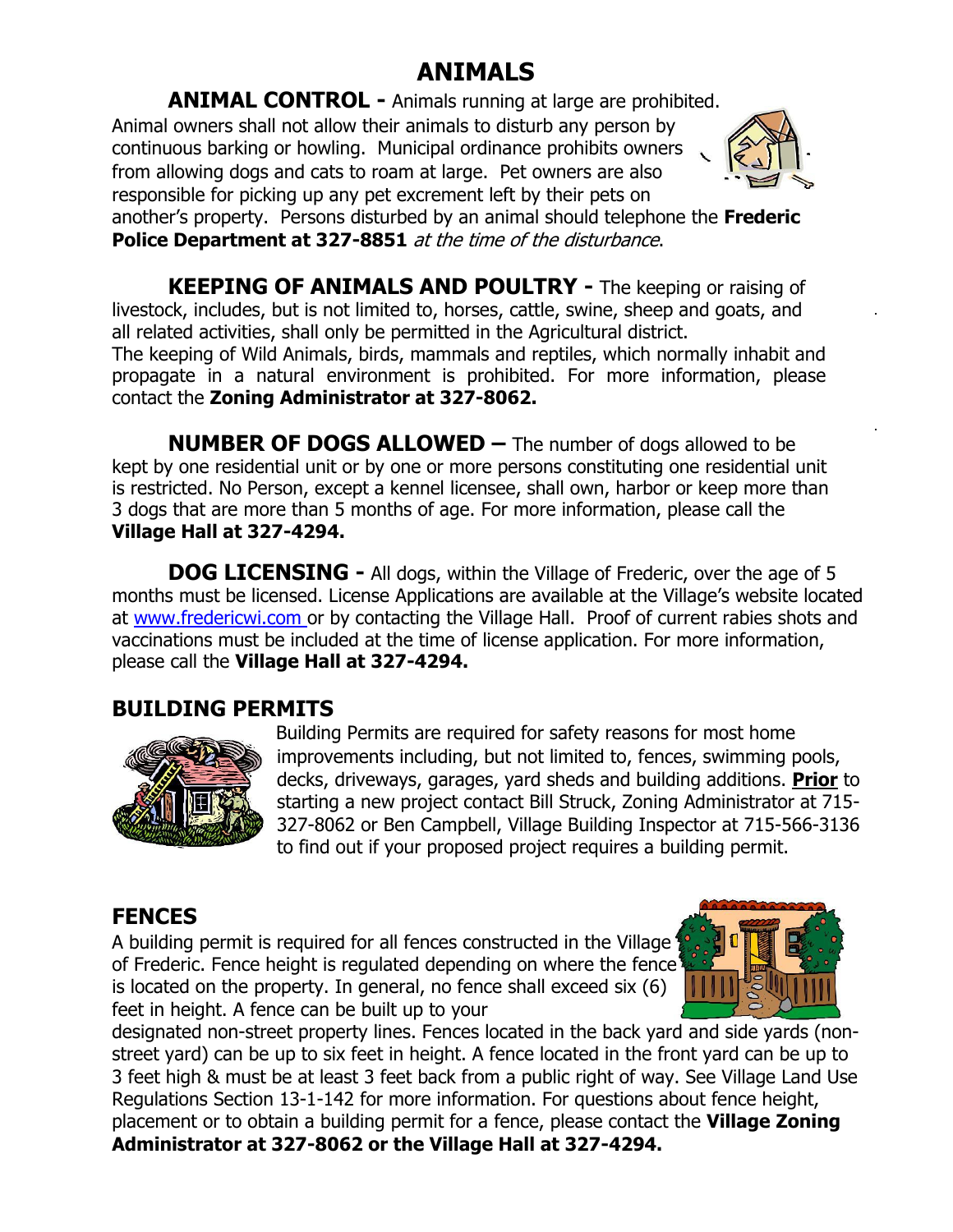# ANIMALS

**ANIMAL CONTROL -** Animals running at large are prohibited. Animal owners shall not allow their animals to disturb any person by continuous barking or howling. Municipal ordinance prohibits owners from allowing dogs and cats to roam at large. Pet owners are also responsible for picking up any pet excrement left by their pets on another's property. Persons disturbed by an animal should telephone the **Frederic Police Department at 327-8851** *at the time of the disturbance*.

**KEEPING OF ANIMALS AND POULTRY -** The keeping or raising of livestock, includes, but is not limited to, horses, cattle, swine, sheep and goats, and all related activities, shall only be permitted in the Agricultural district. The keeping of Wild Animals, birds, mammals and reptiles, which normally inhabit and propagate in a natural environment is prohibited. For more information, please contact the **Zoning Administrator at 327-8062.**

**NUMBER OF DOGS ALLOWED –** The number of dogs allowed to be kept by one residential unit or by one or more persons constituting one residential unit is restricted. No Person, except a kennel licensee, shall own, harbor or keep more than 3 dogs that are more than 5 months of age. For more information, please call the **Village Hall at 327-4294.**

**DOG LICENSING -** All dogs, within the Village of Frederic, over the age of 5 months must be licensed. License Applications are available at the Village's website located at www.fredericwi.com or by contacting the Village Hall. Proof of current rabies shots and vaccinations must be included at the time of license application. For more information, please call the **Village Hall at 327-4294.**

## BUILDING PERMITS

Building Permits are required for safety reasons for most home improvements including, but not limited to, fences, swimming pools, decks, driveways, garages, yard sheds and building additions. **Prior** to starting a new project contact Bill Struck, Zoning Administrator at 715-327-8062 or Ben Campbell, Village Building Inspector at 715-566-3136 to find out if your proposed project requires a building permit.

## FENCES

A building permit is required for all fences constructed in the Village of Frederic. Fence height is regulated depending on where the fence is located on the property. In general, no fence shall exceed six (6) feet in height. A fence can be built up to your designated non-street property lines. Fences located in the back yard and side yards (non-street yard) can be up to six feet in height. A fence located in the front yard can be up to 3 feet high & must be at least 3 feet back from a public right of way. See Village Land Use Regulations Section 13-1-142 for more information. For questions about fence height, placement or to obtain a building permit for a fence, please contact the **Village Zoning Administrator at 327-8062 or the Village Hall at 327-4294.**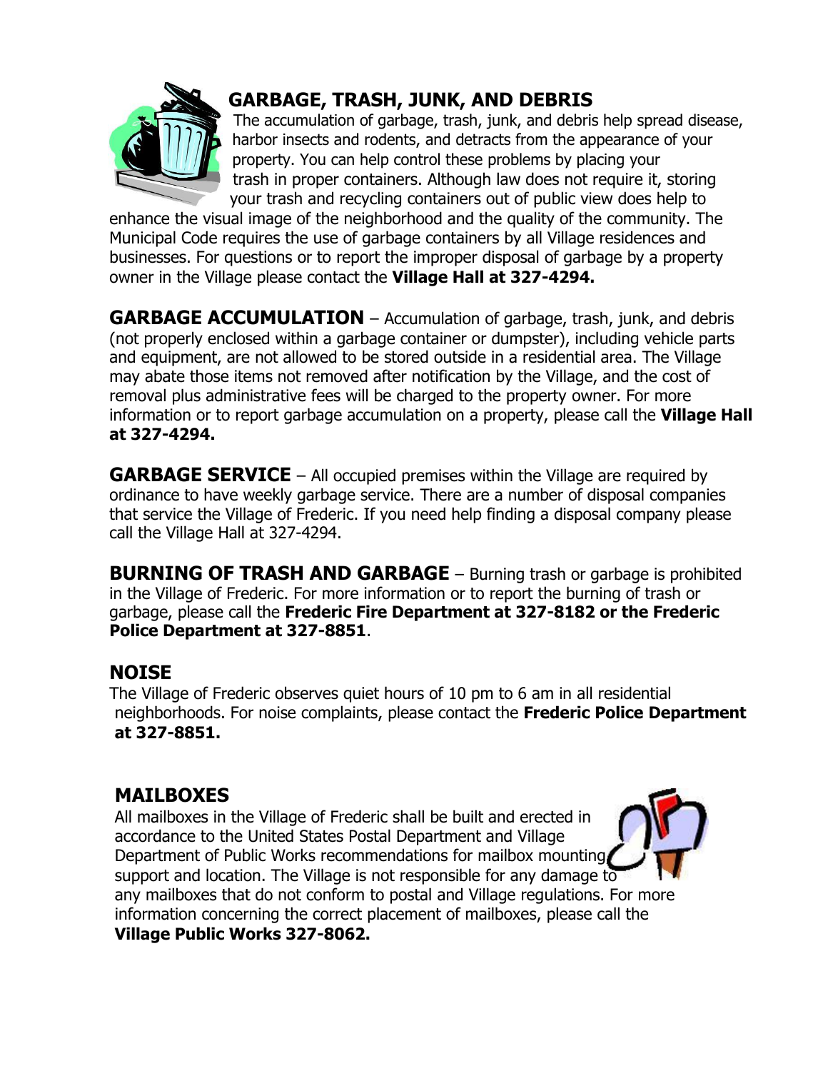## GARBAGE, TRASH, JUNK, AND DEBRIS

The accumulation of garbage, trash, junk, and debris help spread disease, harbor insects and rodents, and detracts from the appearance of your property. You can help control these problems by placing your trash in proper containers. Although law does not require it, storing your trash and recycling containers out of public view does help to enhance the visual image of the neighborhood and the quality of the community. The Municipal Code requires the use of garbage containers by all Village residences and businesses. For questions or to report the improper disposal of garbage by a property owner in the Village please contact the **Village Hall at 327-4294.**

**GARBAGE ACCUMULATION** – Accumulation of garbage, trash, junk, and debris (not properly enclosed within a garbage container or dumpster), including vehicle parts and equipment, are not allowed to be stored outside in a residential area. The Village may abate those items not removed after notification by the Village, and the cost of removal plus administrative fees will be charged to the property owner. For more information or to report garbage accumulation on a property, please call the **Village Hall at 327-4294.**

**GARBAGE SERVICE** – All occupied premises within the Village are required by ordinance to have weekly garbage service. There are a number of disposal companies that service the Village of Frederic. If you need help finding a disposal company please call the Village Hall at 327-4294.

**BURNING OF TRASH AND GARBAGE** – Burning trash or garbage is prohibited in the Village of Frederic. For more information or to report the burning of trash or garbage, please call the **Frederic Fire Department at 327-8182 or the Frederic Police Department at 327-8851**.

## NOISE

The Village of Frederic observes quiet hours of 10 pm to 6 am in all residential neighborhoods. For noise complaints, please contact the **Frederic Police Department at 327-8851.**

## MAILBOXES

All mailboxes in the Village of Frederic shall be built and erected in accordance to the United States Postal Department and Village Department of Public Works recommendations for mailbox mounting, support and location. The Village is not responsible for any damage to any mailboxes that do not conform to postal and Village regulations. For more information concerning the correct placement of mailboxes, please call the **Village Public Works 327-8062.**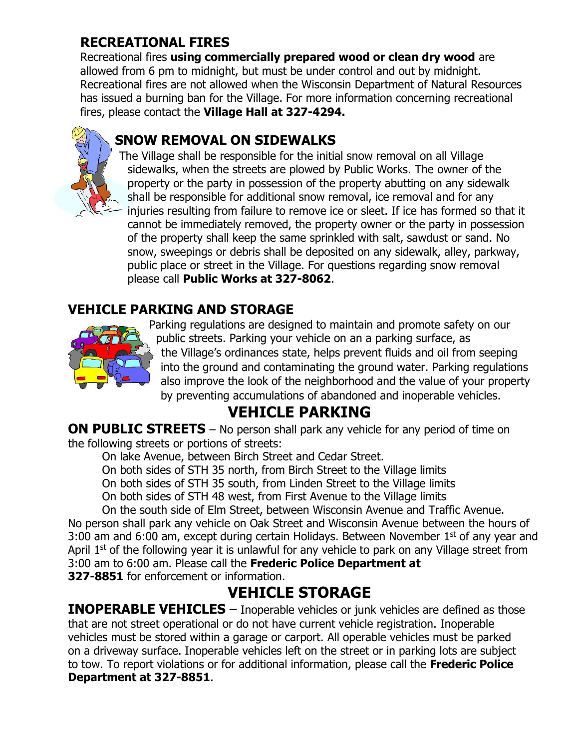## RECREATIONAL FIRES

Recreational fires **using commercially prepared wood or clean dry wood** are allowed from 6 pm to midnight, but must be under control and out by midnight. Recreational fires are not allowed when the Wisconsin Department of Natural Resources has issued a burning ban for the Village. For more information concerning recreational fires, please contact the **Village Hall at 327-4294.**

## SNOW REMOVAL ON SIDEWALKS

The Village shall be responsible for the initial snow removal on all Village sidewalks, when the streets are plowed by Public Works. The owner of the property or the party in possession of the property abutting on any sidewalk shall be responsible for additional snow removal, ice removal and for any injuries resulting from failure to remove ice or sleet. If ice has formed so that it cannot be immediately removed, the property owner or the party in possession of the property shall keep the same sprinkled with salt, sawdust or sand. No snow, sweepings or debris shall be deposited on any sidewalk, alley, parkway, public place or street in the Village. For questions regarding snow removal please call **Public Works at 327-8062**.

## VEHICLE PARKING AND STORAGE

Parking regulations are designed to maintain and promote safety on our public streets. Parking your vehicle on an a parking surface, as the Village's ordinances state, helps prevent fluids and oil from seeping into the ground and contaminating the ground water. Parking regulations also improve the look of the neighborhood and the value of your property by preventing accumulations of abandoned and inoperable vehicles.

# VEHICLE PARKING

**ON PUBLIC STREETS** – No person shall park any vehicle for any period of time on the following streets or portions of streets:

On lake Avenue, between Birch Street and Cedar Street.
On both sides of STH 35 north, from Birch Street to the Village limits
On both sides of STH 35 south, from Linden Street to the Village limits
On both sides of STH 48 west, from First Avenue to the Village limits
On the south side of Elm Street, between Wisconsin Avenue and Traffic Avenue.

No person shall park any vehicle on Oak Street and Wisconsin Avenue between the hours of 3:00 am and 6:00 am, except during certain Holidays. Between November 1st of any year and April 1st of the following year it is unlawful for any vehicle to park on any Village street from 3:00 am to 6:00 am. Please call the **Frederic Police Department at 327-8851** for enforcement or information.

# VEHICLE STORAGE

**INOPERABLE VEHICLES** – Inoperable vehicles or junk vehicles are defined as those that are not street operational or do not have current vehicle registration. Inoperable vehicles must be stored within a garage or carport. All operable vehicles must be parked on a driveway surface. Inoperable vehicles left on the street or in parking lots are subject to tow. To report violations or for additional information, please call the **Frederic Police Department at 327-8851**.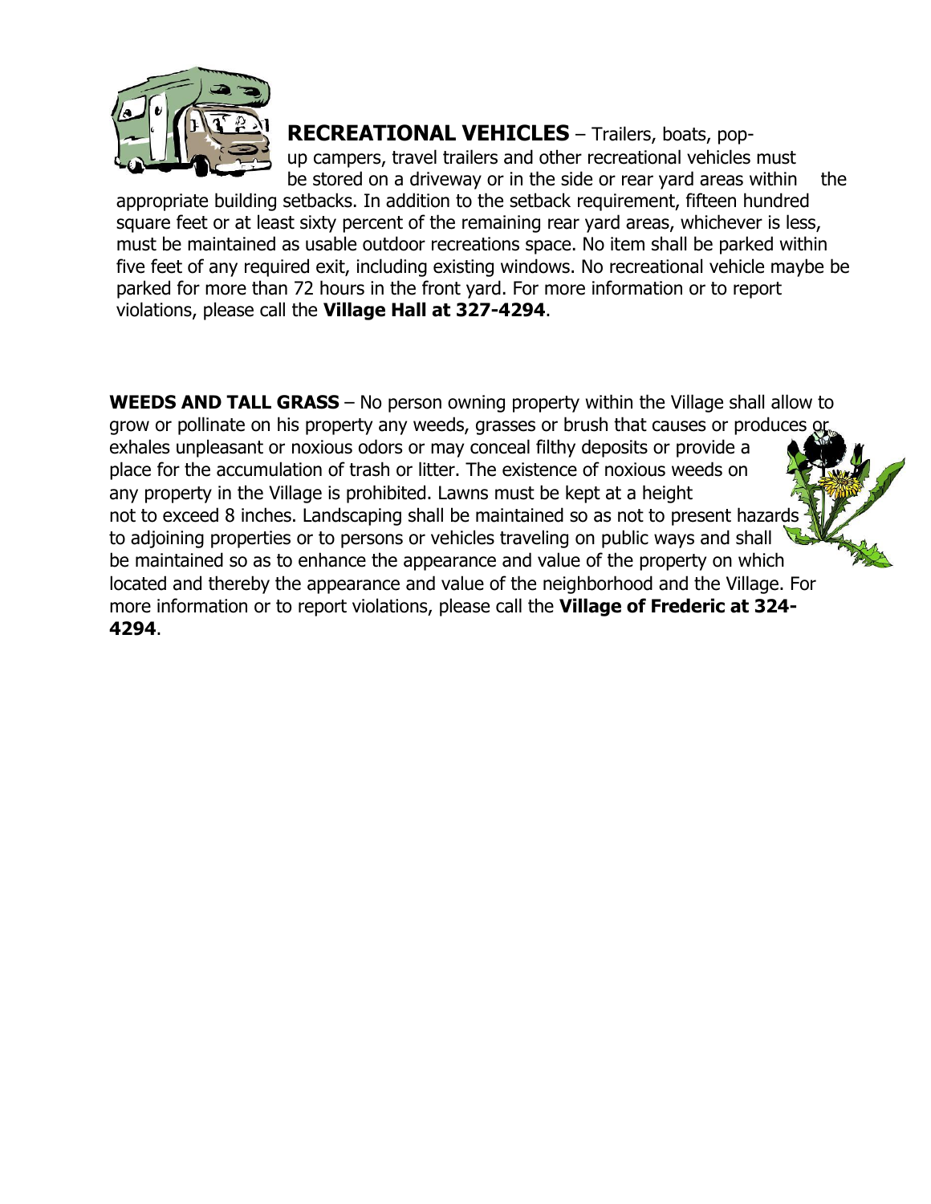**RECREATIONAL VEHICLES** – Trailers, boats, pop-up campers, travel trailers and other recreational vehicles must be stored on a driveway or in the side or rear yard areas within the appropriate building setbacks. In addition to the setback requirement, fifteen hundred square feet or at least sixty percent of the remaining rear yard areas, whichever is less, must be maintained as usable outdoor recreations space. No item shall be parked within five feet of any required exit, including existing windows. No recreational vehicle maybe be parked for more than 72 hours in the front yard. For more information or to report violations, please call the **Village Hall at 327-4294**.

**WEEDS AND TALL GRASS** – No person owning property within the Village shall allow to grow or pollinate on his property any weeds, grasses or brush that causes or produces or exhales unpleasant or noxious odors or may conceal filthy deposits or provide a place for the accumulation of trash or litter. The existence of noxious weeds on any property in the Village is prohibited. Lawns must be kept at a height not to exceed 8 inches. Landscaping shall be maintained so as not to present hazards to adjoining properties or to persons or vehicles traveling on public ways and shall be maintained so as to enhance the appearance and value of the property on which located and thereby the appearance and value of the neighborhood and the Village. For more information or to report violations, please call the **Village of Frederic at 324-4294**.